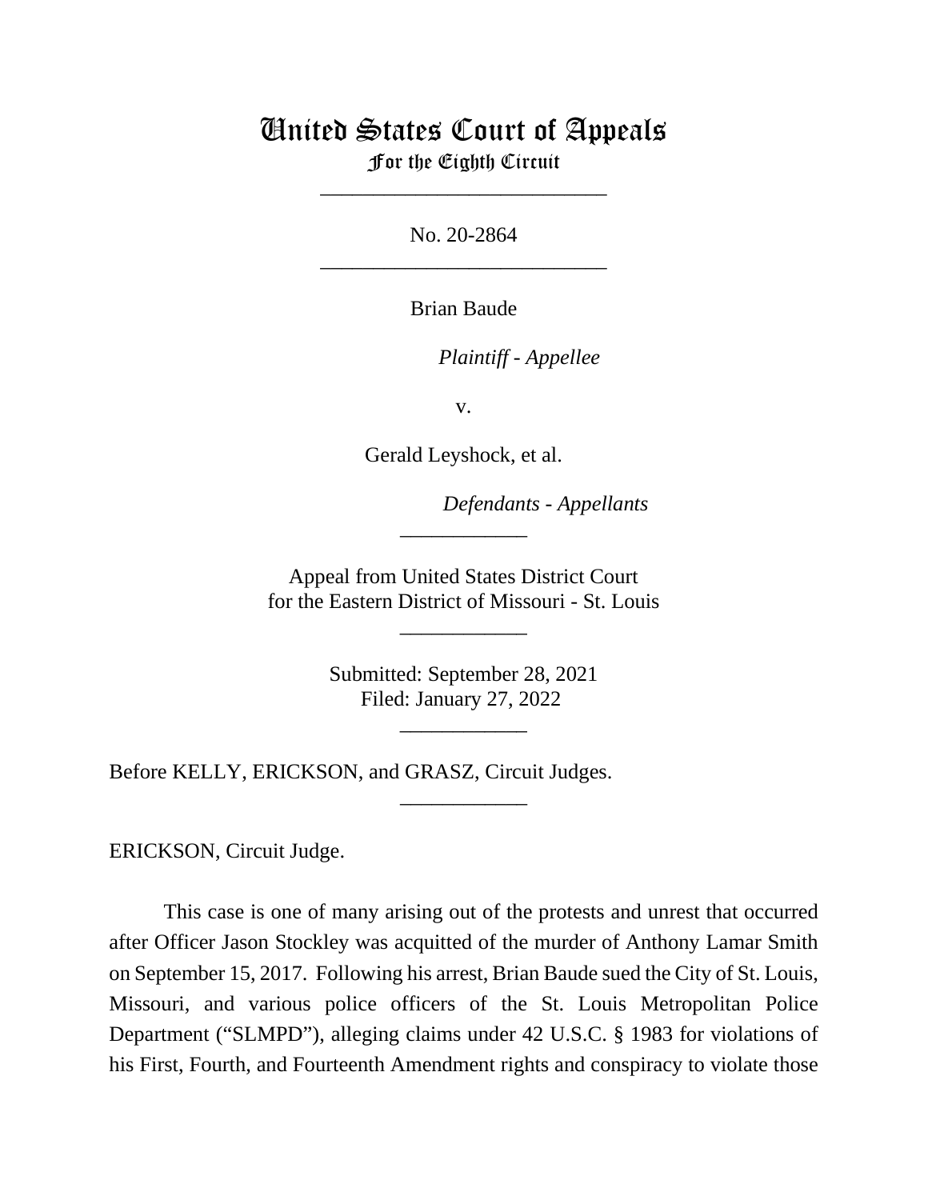# United States Court of Appeals
For the Eighth Circuit

___________________________

No. 20-2864

___________________________

Brian Baude

*Plaintiff - Appellee*

v.

Gerald Leyshock, et al.

*Defendants - Appellants*

____________

Appeal from United States District Court
for the Eastern District of Missouri - St. Louis

____________

Submitted: September 28, 2021
Filed: January 27, 2022

____________

Before KELLY, ERICKSON, and GRASZ, Circuit Judges.

____________

ERICKSON, Circuit Judge.

This case is one of many arising out of the protests and unrest that occurred after Officer Jason Stockley was acquitted of the murder of Anthony Lamar Smith on September 15, 2017. Following his arrest, Brian Baude sued the City of St. Louis, Missouri, and various police officers of the St. Louis Metropolitan Police Department ("SLMPD"), alleging claims under 42 U.S.C. § 1983 for violations of his First, Fourth, and Fourteenth Amendment rights and conspiracy to violate those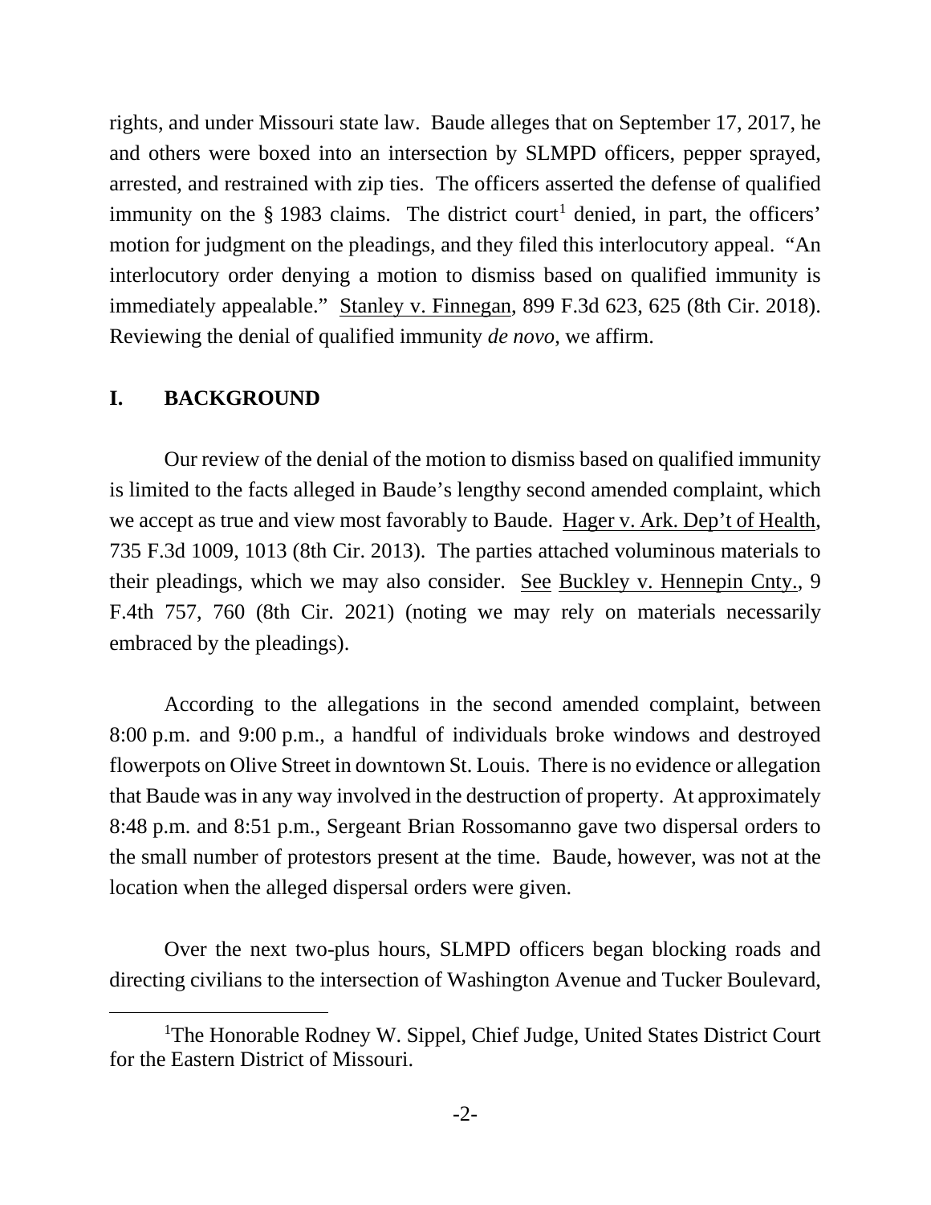rights, and under Missouri state law. Baude alleges that on September 17, 2017, he and others were boxed into an intersection by SLMPD officers, pepper sprayed, arrested, and restrained with zip ties. The officers asserted the defense of qualified immunity on the § 1983 claims. The district court[1] denied, in part, the officers' motion for judgment on the pleadings, and they filed this interlocutory appeal. "An interlocutory order denying a motion to dismiss based on qualified immunity is immediately appealable." Stanley v. Finnegan, 899 F.3d 623, 625 (8th Cir. 2018). Reviewing the denial of qualified immunity *de novo*, we affirm.

## I. BACKGROUND

Our review of the denial of the motion to dismiss based on qualified immunity is limited to the facts alleged in Baude's lengthy second amended complaint, which we accept as true and view most favorably to Baude. Hager v. Ark. Dep't of Health, 735 F.3d 1009, 1013 (8th Cir. 2013). The parties attached voluminous materials to their pleadings, which we may also consider. See Buckley v. Hennepin Cnty., 9 F.4th 757, 760 (8th Cir. 2021) (noting we may rely on materials necessarily embraced by the pleadings).

According to the allegations in the second amended complaint, between 8:00 p.m. and 9:00 p.m., a handful of individuals broke windows and destroyed flowerpots on Olive Street in downtown St. Louis. There is no evidence or allegation that Baude was in any way involved in the destruction of property. At approximately 8:48 p.m. and 8:51 p.m., Sergeant Brian Rossomanno gave two dispersal orders to the small number of protestors present at the time. Baude, however, was not at the location when the alleged dispersal orders were given.

Over the next two-plus hours, SLMPD officers began blocking roads and directing civilians to the intersection of Washington Avenue and Tucker Boulevard,

[1]The Honorable Rodney W. Sippel, Chief Judge, United States District Court for the Eastern District of Missouri.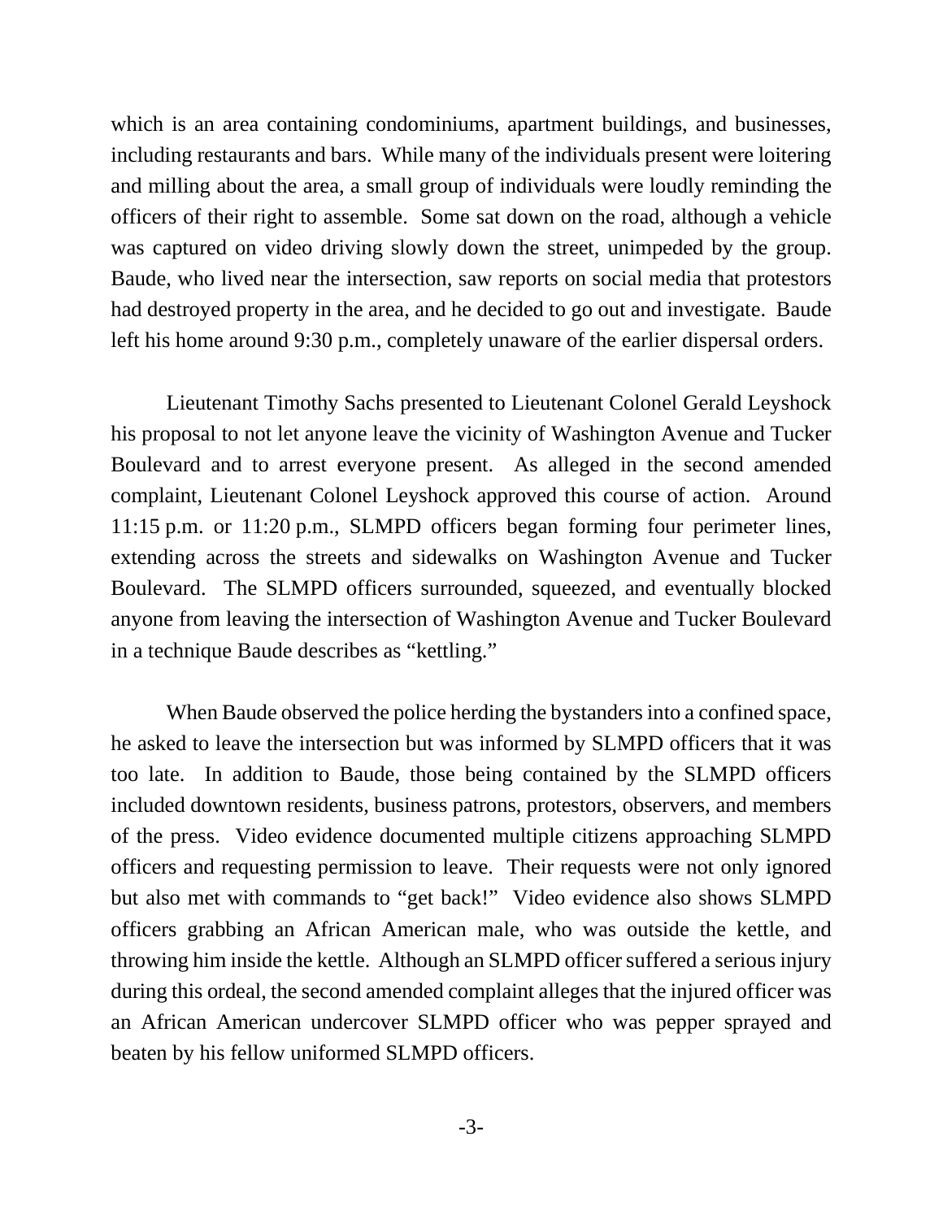which is an area containing condominiums, apartment buildings, and businesses, including restaurants and bars. While many of the individuals present were loitering and milling about the area, a small group of individuals were loudly reminding the officers of their right to assemble. Some sat down on the road, although a vehicle was captured on video driving slowly down the street, unimpeded by the group. Baude, who lived near the intersection, saw reports on social media that protestors had destroyed property in the area, and he decided to go out and investigate. Baude left his home around 9:30 p.m., completely unaware of the earlier dispersal orders.

Lieutenant Timothy Sachs presented to Lieutenant Colonel Gerald Leyshock his proposal to not let anyone leave the vicinity of Washington Avenue and Tucker Boulevard and to arrest everyone present. As alleged in the second amended complaint, Lieutenant Colonel Leyshock approved this course of action. Around 11:15 p.m. or 11:20 p.m., SLMPD officers began forming four perimeter lines, extending across the streets and sidewalks on Washington Avenue and Tucker Boulevard. The SLMPD officers surrounded, squeezed, and eventually blocked anyone from leaving the intersection of Washington Avenue and Tucker Boulevard in a technique Baude describes as "kettling."

When Baude observed the police herding the bystanders into a confined space, he asked to leave the intersection but was informed by SLMPD officers that it was too late. In addition to Baude, those being contained by the SLMPD officers included downtown residents, business patrons, protestors, observers, and members of the press. Video evidence documented multiple citizens approaching SLMPD officers and requesting permission to leave. Their requests were not only ignored but also met with commands to "get back!" Video evidence also shows SLMPD officers grabbing an African American male, who was outside the kettle, and throwing him inside the kettle. Although an SLMPD officer suffered a serious injury during this ordeal, the second amended complaint alleges that the injured officer was an African American undercover SLMPD officer who was pepper sprayed and beaten by his fellow uniformed SLMPD officers.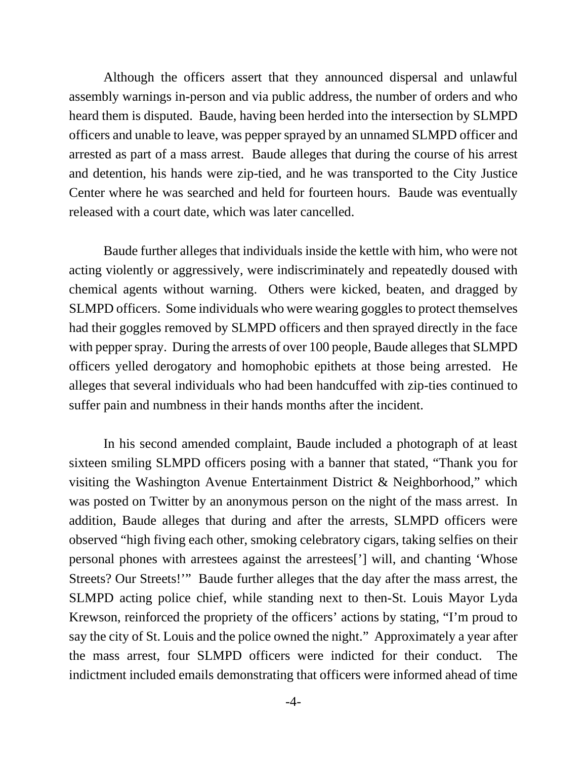Although the officers assert that they announced dispersal and unlawful assembly warnings in-person and via public address, the number of orders and who heard them is disputed. Baude, having been herded into the intersection by SLMPD officers and unable to leave, was pepper sprayed by an unnamed SLMPD officer and arrested as part of a mass arrest. Baude alleges that during the course of his arrest and detention, his hands were zip-tied, and he was transported to the City Justice Center where he was searched and held for fourteen hours. Baude was eventually released with a court date, which was later cancelled.

Baude further alleges that individuals inside the kettle with him, who were not acting violently or aggressively, were indiscriminately and repeatedly doused with chemical agents without warning. Others were kicked, beaten, and dragged by SLMPD officers. Some individuals who were wearing goggles to protect themselves had their goggles removed by SLMPD officers and then sprayed directly in the face with pepper spray. During the arrests of over 100 people, Baude alleges that SLMPD officers yelled derogatory and homophobic epithets at those being arrested. He alleges that several individuals who had been handcuffed with zip-ties continued to suffer pain and numbness in their hands months after the incident.

In his second amended complaint, Baude included a photograph of at least sixteen smiling SLMPD officers posing with a banner that stated, "Thank you for visiting the Washington Avenue Entertainment District & Neighborhood," which was posted on Twitter by an anonymous person on the night of the mass arrest. In addition, Baude alleges that during and after the arrests, SLMPD officers were observed "high fiving each other, smoking celebratory cigars, taking selfies on their personal phones with arrestees against the arrestees['] will, and chanting 'Whose Streets? Our Streets!'" Baude further alleges that the day after the mass arrest, the SLMPD acting police chief, while standing next to then-St. Louis Mayor Lyda Krewson, reinforced the propriety of the officers' actions by stating, "I'm proud to say the city of St. Louis and the police owned the night." Approximately a year after the mass arrest, four SLMPD officers were indicted for their conduct. The indictment included emails demonstrating that officers were informed ahead of time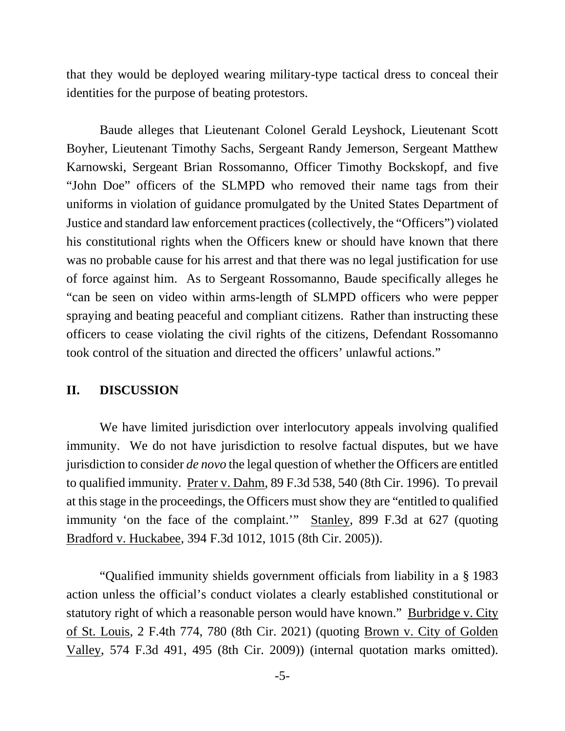that they would be deployed wearing military-type tactical dress to conceal their identities for the purpose of beating protestors.

Baude alleges that Lieutenant Colonel Gerald Leyshock, Lieutenant Scott Boyher, Lieutenant Timothy Sachs, Sergeant Randy Jemerson, Sergeant Matthew Karnowski, Sergeant Brian Rossomanno, Officer Timothy Bockskopf, and five "John Doe" officers of the SLMPD who removed their name tags from their uniforms in violation of guidance promulgated by the United States Department of Justice and standard law enforcement practices (collectively, the "Officers") violated his constitutional rights when the Officers knew or should have known that there was no probable cause for his arrest and that there was no legal justification for use of force against him. As to Sergeant Rossomanno, Baude specifically alleges he "can be seen on video within arms-length of SLMPD officers who were pepper spraying and beating peaceful and compliant citizens. Rather than instructing these officers to cease violating the civil rights of the citizens, Defendant Rossomanno took control of the situation and directed the officers' unlawful actions."

## II. DISCUSSION

We have limited jurisdiction over interlocutory appeals involving qualified immunity. We do not have jurisdiction to resolve factual disputes, but we have jurisdiction to consider *de novo* the legal question of whether the Officers are entitled to qualified immunity. Prater v. Dahm, 89 F.3d 538, 540 (8th Cir. 1996). To prevail at this stage in the proceedings, the Officers must show they are "entitled to qualified immunity 'on the face of the complaint.'" Stanley, 899 F.3d at 627 (quoting Bradford v. Huckabee, 394 F.3d 1012, 1015 (8th Cir. 2005)).

"Qualified immunity shields government officials from liability in a § 1983 action unless the official's conduct violates a clearly established constitutional or statutory right of which a reasonable person would have known." Burbridge v. City of St. Louis, 2 F.4th 774, 780 (8th Cir. 2021) (quoting Brown v. City of Golden Valley, 574 F.3d 491, 495 (8th Cir. 2009)) (internal quotation marks omitted).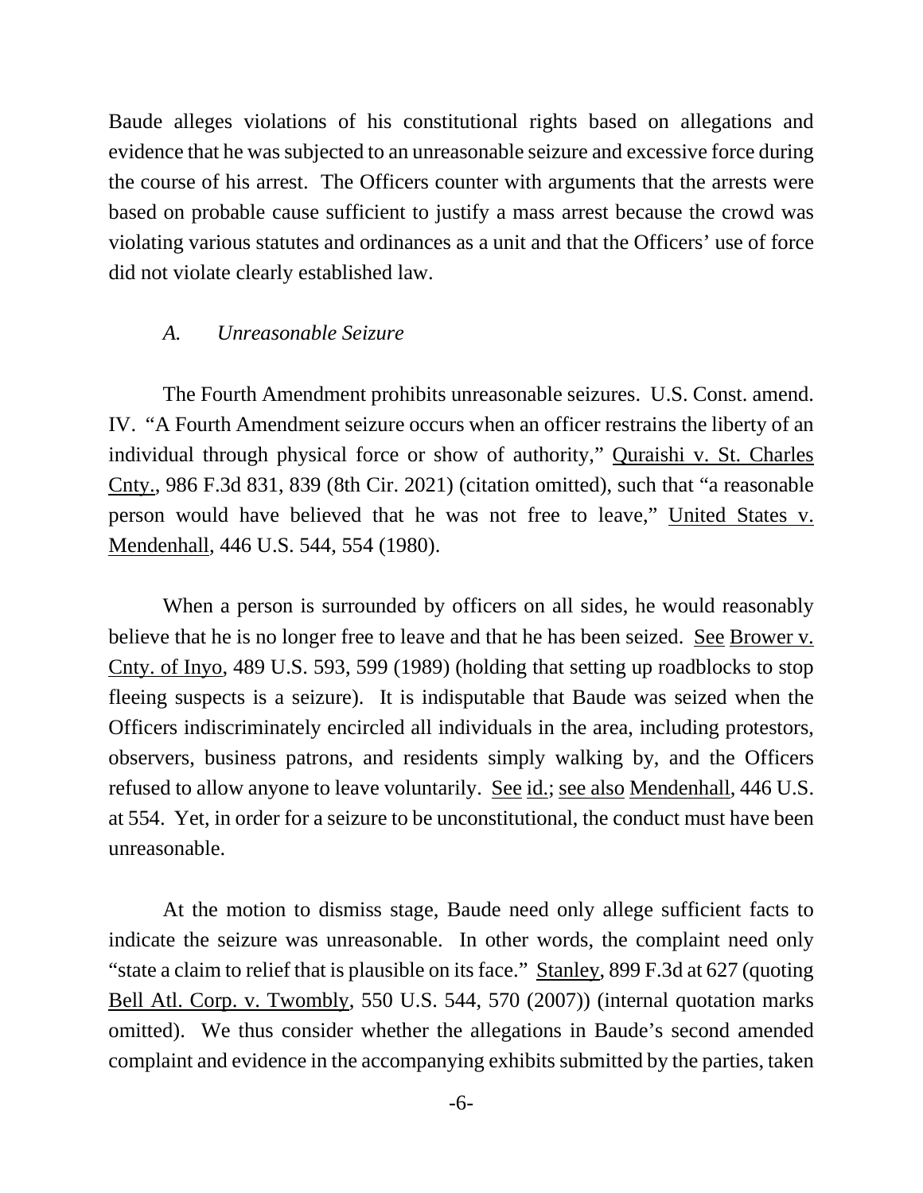Baude alleges violations of his constitutional rights based on allegations and evidence that he was subjected to an unreasonable seizure and excessive force during the course of his arrest. The Officers counter with arguments that the arrests were based on probable cause sufficient to justify a mass arrest because the crowd was violating various statutes and ordinances as a unit and that the Officers' use of force did not violate clearly established law.

### *A. Unreasonable Seizure*

The Fourth Amendment prohibits unreasonable seizures. U.S. Const. amend. IV. "A Fourth Amendment seizure occurs when an officer restrains the liberty of an individual through physical force or show of authority," Quraishi v. St. Charles Cnty., 986 F.3d 831, 839 (8th Cir. 2021) (citation omitted), such that "a reasonable person would have believed that he was not free to leave," United States v. Mendenhall, 446 U.S. 544, 554 (1980).

When a person is surrounded by officers on all sides, he would reasonably believe that he is no longer free to leave and that he has been seized. See Brower v. Cnty. of Inyo, 489 U.S. 593, 599 (1989) (holding that setting up roadblocks to stop fleeing suspects is a seizure). It is indisputable that Baude was seized when the Officers indiscriminately encircled all individuals in the area, including protestors, observers, business patrons, and residents simply walking by, and the Officers refused to allow anyone to leave voluntarily. See id.; see also Mendenhall, 446 U.S. at 554. Yet, in order for a seizure to be unconstitutional, the conduct must have been unreasonable.

At the motion to dismiss stage, Baude need only allege sufficient facts to indicate the seizure was unreasonable. In other words, the complaint need only "state a claim to relief that is plausible on its face." Stanley, 899 F.3d at 627 (quoting Bell Atl. Corp. v. Twombly, 550 U.S. 544, 570 (2007)) (internal quotation marks omitted). We thus consider whether the allegations in Baude's second amended complaint and evidence in the accompanying exhibits submitted by the parties, taken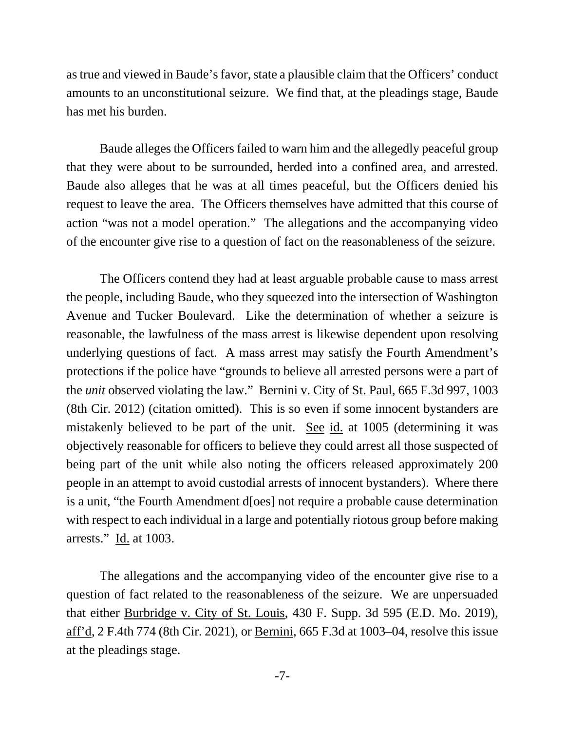as true and viewed in Baude's favor, state a plausible claim that the Officers' conduct amounts to an unconstitutional seizure. We find that, at the pleadings stage, Baude has met his burden.

Baude alleges the Officers failed to warn him and the allegedly peaceful group that they were about to be surrounded, herded into a confined area, and arrested. Baude also alleges that he was at all times peaceful, but the Officers denied his request to leave the area. The Officers themselves have admitted that this course of action "was not a model operation." The allegations and the accompanying video of the encounter give rise to a question of fact on the reasonableness of the seizure.

The Officers contend they had at least arguable probable cause to mass arrest the people, including Baude, who they squeezed into the intersection of Washington Avenue and Tucker Boulevard. Like the determination of whether a seizure is reasonable, the lawfulness of the mass arrest is likewise dependent upon resolving underlying questions of fact. A mass arrest may satisfy the Fourth Amendment's protections if the police have "grounds to believe all arrested persons were a part of the *unit* observed violating the law." Bernini v. City of St. Paul, 665 F.3d 997, 1003 (8th Cir. 2012) (citation omitted). This is so even if some innocent bystanders are mistakenly believed to be part of the unit. See id. at 1005 (determining it was objectively reasonable for officers to believe they could arrest all those suspected of being part of the unit while also noting the officers released approximately 200 people in an attempt to avoid custodial arrests of innocent bystanders). Where there is a unit, "the Fourth Amendment d[oes] not require a probable cause determination with respect to each individual in a large and potentially riotous group before making arrests." Id. at 1003.

The allegations and the accompanying video of the encounter give rise to a question of fact related to the reasonableness of the seizure. We are unpersuaded that either Burbridge v. City of St. Louis, 430 F. Supp. 3d 595 (E.D. Mo. 2019), aff'd, 2 F.4th 774 (8th Cir. 2021), or Bernini, 665 F.3d at 1003–04, resolve this issue at the pleadings stage.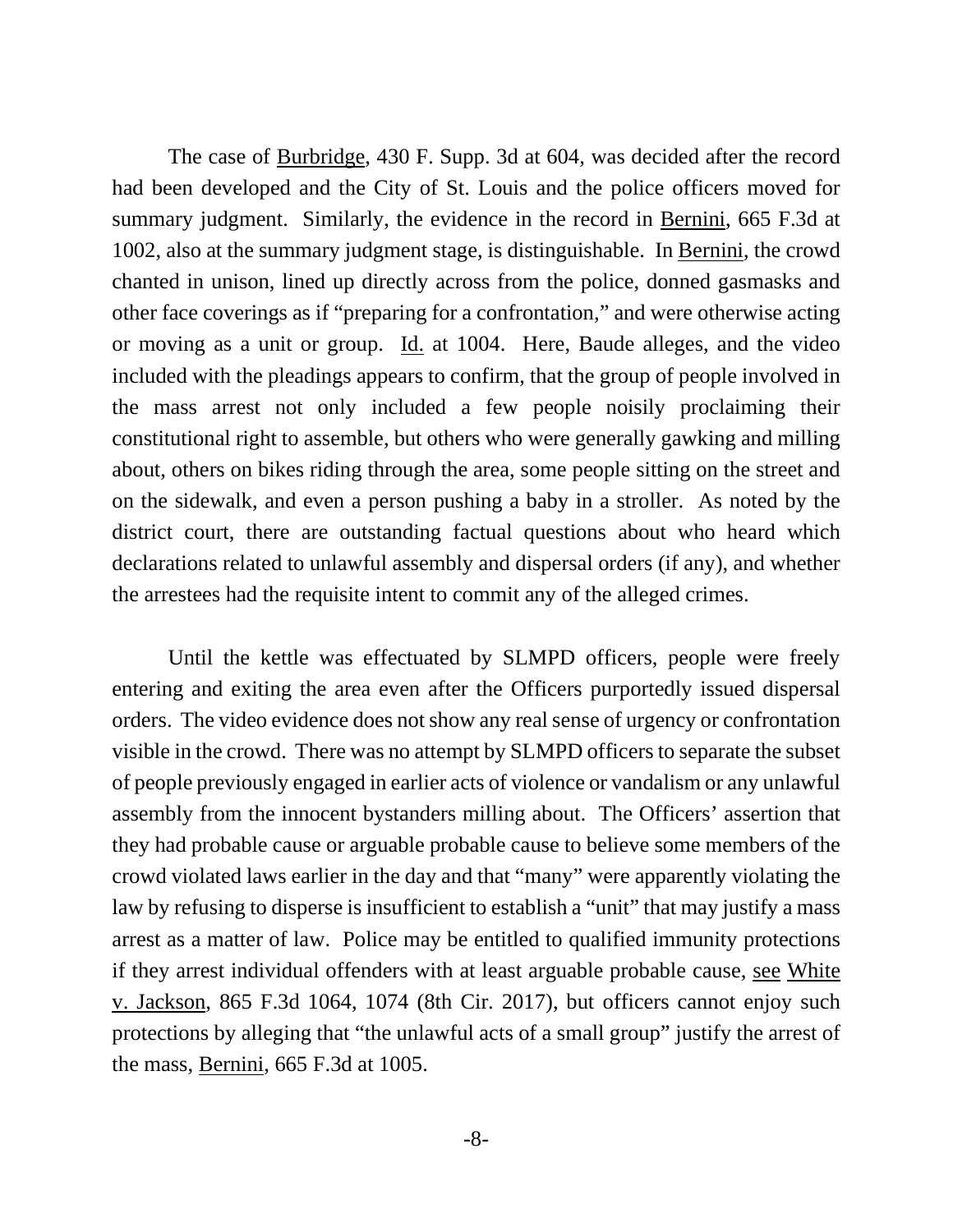The case of Burbridge, 430 F. Supp. 3d at 604, was decided after the record had been developed and the City of St. Louis and the police officers moved for summary judgment. Similarly, the evidence in the record in Bernini, 665 F.3d at 1002, also at the summary judgment stage, is distinguishable. In Bernini, the crowd chanted in unison, lined up directly across from the police, donned gasmasks and other face coverings as if "preparing for a confrontation," and were otherwise acting or moving as a unit or group. Id. at 1004. Here, Baude alleges, and the video included with the pleadings appears to confirm, that the group of people involved in the mass arrest not only included a few people noisily proclaiming their constitutional right to assemble, but others who were generally gawking and milling about, others on bikes riding through the area, some people sitting on the street and on the sidewalk, and even a person pushing a baby in a stroller. As noted by the district court, there are outstanding factual questions about who heard which declarations related to unlawful assembly and dispersal orders (if any), and whether the arrestees had the requisite intent to commit any of the alleged crimes.

Until the kettle was effectuated by SLMPD officers, people were freely entering and exiting the area even after the Officers purportedly issued dispersal orders. The video evidence does not show any real sense of urgency or confrontation visible in the crowd. There was no attempt by SLMPD officers to separate the subset of people previously engaged in earlier acts of violence or vandalism or any unlawful assembly from the innocent bystanders milling about. The Officers' assertion that they had probable cause or arguable probable cause to believe some members of the crowd violated laws earlier in the day and that "many" were apparently violating the law by refusing to disperse is insufficient to establish a "unit" that may justify a mass arrest as a matter of law. Police may be entitled to qualified immunity protections if they arrest individual offenders with at least arguable probable cause, see White v. Jackson, 865 F.3d 1064, 1074 (8th Cir. 2017), but officers cannot enjoy such protections by alleging that "the unlawful acts of a small group" justify the arrest of the mass, Bernini, 665 F.3d at 1005.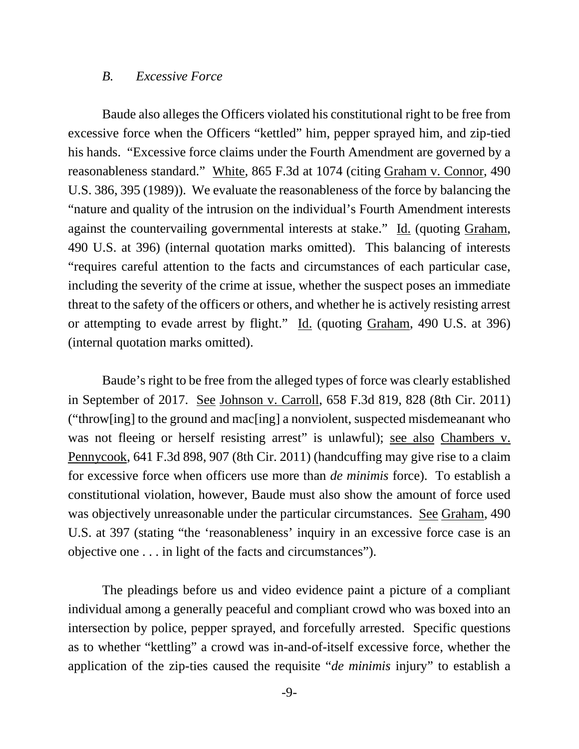### *B. Excessive Force*

Baude also alleges the Officers violated his constitutional right to be free from excessive force when the Officers "kettled" him, pepper sprayed him, and zip-tied his hands. "Excessive force claims under the Fourth Amendment are governed by a reasonableness standard." White, 865 F.3d at 1074 (citing Graham v. Connor, 490 U.S. 386, 395 (1989)). We evaluate the reasonableness of the force by balancing the "nature and quality of the intrusion on the individual's Fourth Amendment interests against the countervailing governmental interests at stake." Id. (quoting Graham, 490 U.S. at 396) (internal quotation marks omitted). This balancing of interests "requires careful attention to the facts and circumstances of each particular case, including the severity of the crime at issue, whether the suspect poses an immediate threat to the safety of the officers or others, and whether he is actively resisting arrest or attempting to evade arrest by flight." Id. (quoting Graham, 490 U.S. at 396) (internal quotation marks omitted).

Baude's right to be free from the alleged types of force was clearly established in September of 2017. See Johnson v. Carroll, 658 F.3d 819, 828 (8th Cir. 2011) ("throw[ing] to the ground and mac[ing] a nonviolent, suspected misdemeanant who was not fleeing or herself resisting arrest" is unlawful); see also Chambers v. Pennycook, 641 F.3d 898, 907 (8th Cir. 2011) (handcuffing may give rise to a claim for excessive force when officers use more than *de minimis* force). To establish a constitutional violation, however, Baude must also show the amount of force used was objectively unreasonable under the particular circumstances. See Graham, 490 U.S. at 397 (stating "the 'reasonableness' inquiry in an excessive force case is an objective one . . . in light of the facts and circumstances").

The pleadings before us and video evidence paint a picture of a compliant individual among a generally peaceful and compliant crowd who was boxed into an intersection by police, pepper sprayed, and forcefully arrested. Specific questions as to whether "kettling" a crowd was in-and-of-itself excessive force, whether the application of the zip-ties caused the requisite "*de minimis* injury" to establish a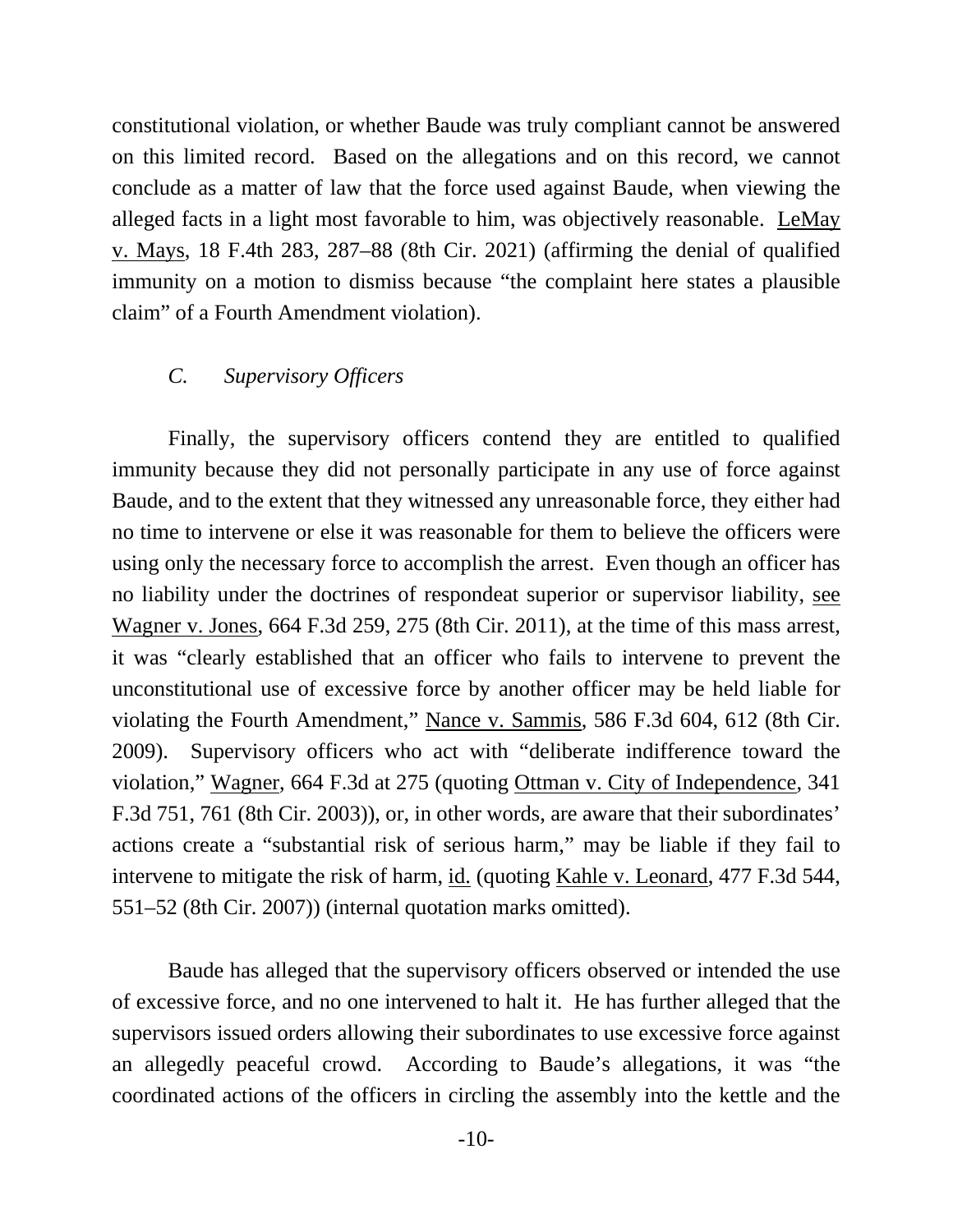constitutional violation, or whether Baude was truly compliant cannot be answered on this limited record. Based on the allegations and on this record, we cannot conclude as a matter of law that the force used against Baude, when viewing the alleged facts in a light most favorable to him, was objectively reasonable. LeMay v. Mays, 18 F.4th 283, 287–88 (8th Cir. 2021) (affirming the denial of qualified immunity on a motion to dismiss because "the complaint here states a plausible claim" of a Fourth Amendment violation).

### *C. Supervisory Officers*

Finally, the supervisory officers contend they are entitled to qualified immunity because they did not personally participate in any use of force against Baude, and to the extent that they witnessed any unreasonable force, they either had no time to intervene or else it was reasonable for them to believe the officers were using only the necessary force to accomplish the arrest. Even though an officer has no liability under the doctrines of respondeat superior or supervisor liability, see Wagner v. Jones, 664 F.3d 259, 275 (8th Cir. 2011), at the time of this mass arrest, it was "clearly established that an officer who fails to intervene to prevent the unconstitutional use of excessive force by another officer may be held liable for violating the Fourth Amendment," Nance v. Sammis, 586 F.3d 604, 612 (8th Cir. 2009). Supervisory officers who act with "deliberate indifference toward the violation," Wagner, 664 F.3d at 275 (quoting Ottman v. City of Independence, 341 F.3d 751, 761 (8th Cir. 2003)), or, in other words, are aware that their subordinates' actions create a "substantial risk of serious harm," may be liable if they fail to intervene to mitigate the risk of harm, id. (quoting Kahle v. Leonard, 477 F.3d 544, 551–52 (8th Cir. 2007)) (internal quotation marks omitted).

Baude has alleged that the supervisory officers observed or intended the use of excessive force, and no one intervened to halt it. He has further alleged that the supervisors issued orders allowing their subordinates to use excessive force against an allegedly peaceful crowd. According to Baude's allegations, it was "the coordinated actions of the officers in circling the assembly into the kettle and the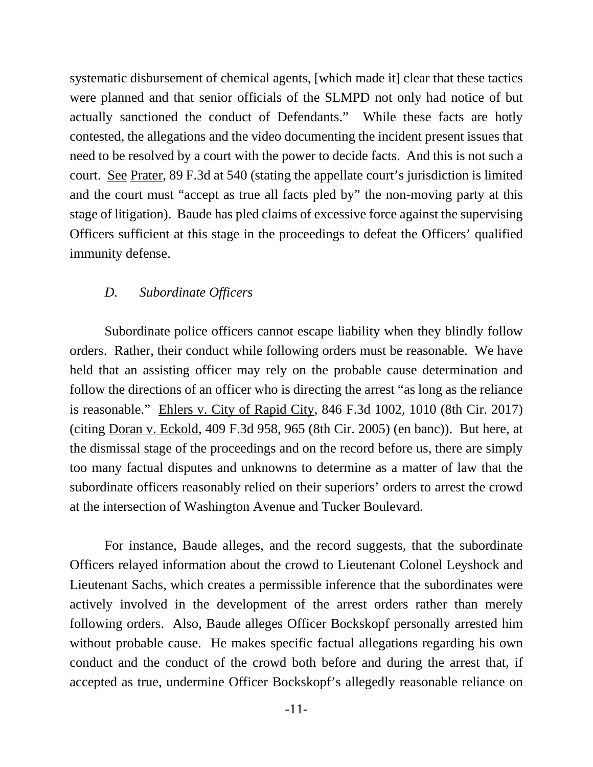systematic disbursement of chemical agents, [which made it] clear that these tactics were planned and that senior officials of the SLMPD not only had notice of but actually sanctioned the conduct of Defendants." While these facts are hotly contested, the allegations and the video documenting the incident present issues that need to be resolved by a court with the power to decide facts. And this is not such a court. See Prater, 89 F.3d at 540 (stating the appellate court's jurisdiction is limited and the court must "accept as true all facts pled by" the non-moving party at this stage of litigation). Baude has pled claims of excessive force against the supervising Officers sufficient at this stage in the proceedings to defeat the Officers' qualified immunity defense.

### *D. Subordinate Officers*

Subordinate police officers cannot escape liability when they blindly follow orders. Rather, their conduct while following orders must be reasonable. We have held that an assisting officer may rely on the probable cause determination and follow the directions of an officer who is directing the arrest "as long as the reliance is reasonable." Ehlers v. City of Rapid City, 846 F.3d 1002, 1010 (8th Cir. 2017) (citing Doran v. Eckold, 409 F.3d 958, 965 (8th Cir. 2005) (en banc)). But here, at the dismissal stage of the proceedings and on the record before us, there are simply too many factual disputes and unknowns to determine as a matter of law that the subordinate officers reasonably relied on their superiors' orders to arrest the crowd at the intersection of Washington Avenue and Tucker Boulevard.

For instance, Baude alleges, and the record suggests, that the subordinate Officers relayed information about the crowd to Lieutenant Colonel Leyshock and Lieutenant Sachs, which creates a permissible inference that the subordinates were actively involved in the development of the arrest orders rather than merely following orders. Also, Baude alleges Officer Bockskopf personally arrested him without probable cause. He makes specific factual allegations regarding his own conduct and the conduct of the crowd both before and during the arrest that, if accepted as true, undermine Officer Bockskopf's allegedly reasonable reliance on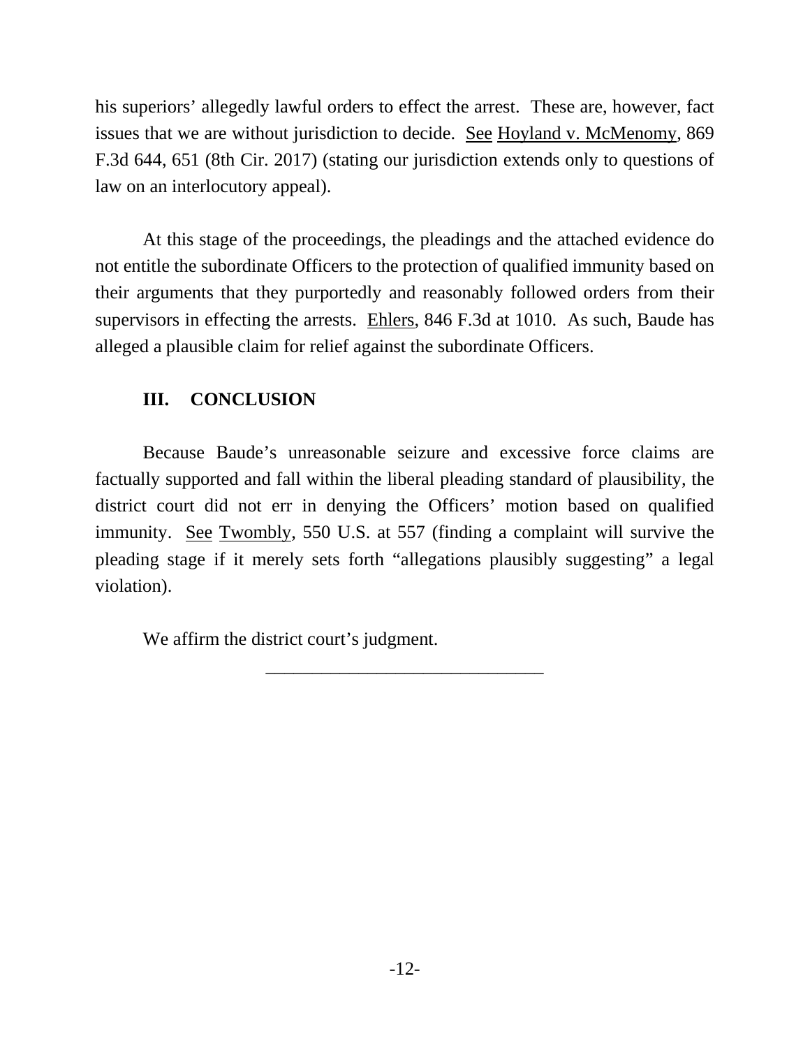his superiors' allegedly lawful orders to effect the arrest. These are, however, fact issues that we are without jurisdiction to decide. See Hoyland v. McMenomy, 869 F.3d 644, 651 (8th Cir. 2017) (stating our jurisdiction extends only to questions of law on an interlocutory appeal).

At this stage of the proceedings, the pleadings and the attached evidence do not entitle the subordinate Officers to the protection of qualified immunity based on their arguments that they purportedly and reasonably followed orders from their supervisors in effecting the arrests. Ehlers, 846 F.3d at 1010. As such, Baude has alleged a plausible claim for relief against the subordinate Officers.

## III. CONCLUSION

Because Baude's unreasonable seizure and excessive force claims are factually supported and fall within the liberal pleading standard of plausibility, the district court did not err in denying the Officers' motion based on qualified immunity. See Twombly, 550 U.S. at 557 (finding a complaint will survive the pleading stage if it merely sets forth "allegations plausibly suggesting" a legal violation).

We affirm the district court's judgment.

______________________________